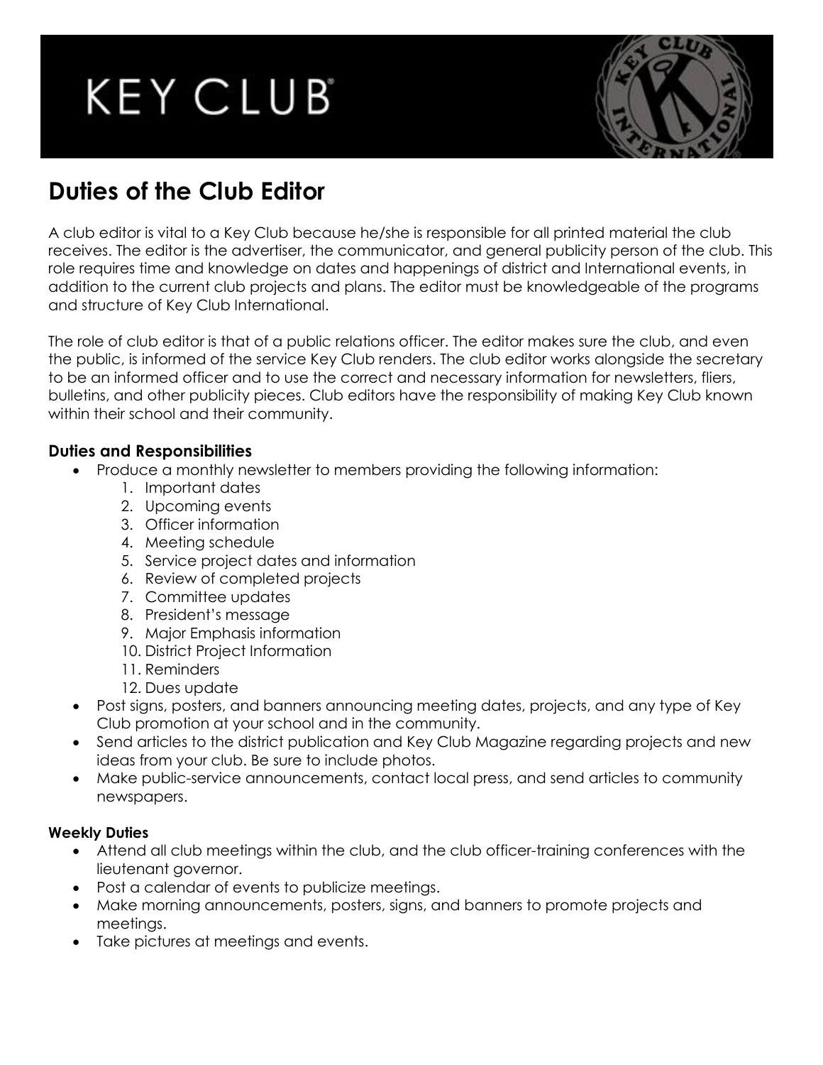# KEY CLUB

## Duties of the Club Editor

A club editor is vital to a Key Club because he/she is responsible for all printed material the club receives. The editor is the advertiser, the communicator, and general publicity person of the club. This role requires time and knowledge on dates and happenings of district and International events, in addition to the current club projects and plans. The editor must be knowledgeable of the programs and structure of Key Club International.

The role of club editor is that of a public relations officer. The editor makes sure the club, and even the public, is informed of the service Key Club renders. The club editor works alongside the secretary to be an informed officer and to use the correct and necessary information for newsletters, fliers, bulletins, and other publicity pieces. Club editors have the responsibility of making Key Club known within their school and their community.

### Duties and Responsibilities

- Produce a monthly newsletter to members providing the following information:
  1. Important dates
  2. Upcoming events
  3. Officer information
  4. Meeting schedule
  5. Service project dates and information
  6. Review of completed projects
  7. Committee updates
  8. President's message
  9. Major Emphasis information
  10. District Project Information
  11. Reminders
  12. Dues update
- Post signs, posters, and banners announcing meeting dates, projects, and any type of Key Club promotion at your school and in the community.
- Send articles to the district publication and Key Club Magazine regarding projects and new ideas from your club. Be sure to include photos.
- Make public-service announcements, contact local press, and send articles to community newspapers.

#### Weekly Duties

- Attend all club meetings within the club, and the club officer-training conferences with the lieutenant governor.
- Post a calendar of events to publicize meetings.
- Make morning announcements, posters, signs, and banners to promote projects and meetings.
- Take pictures at meetings and events.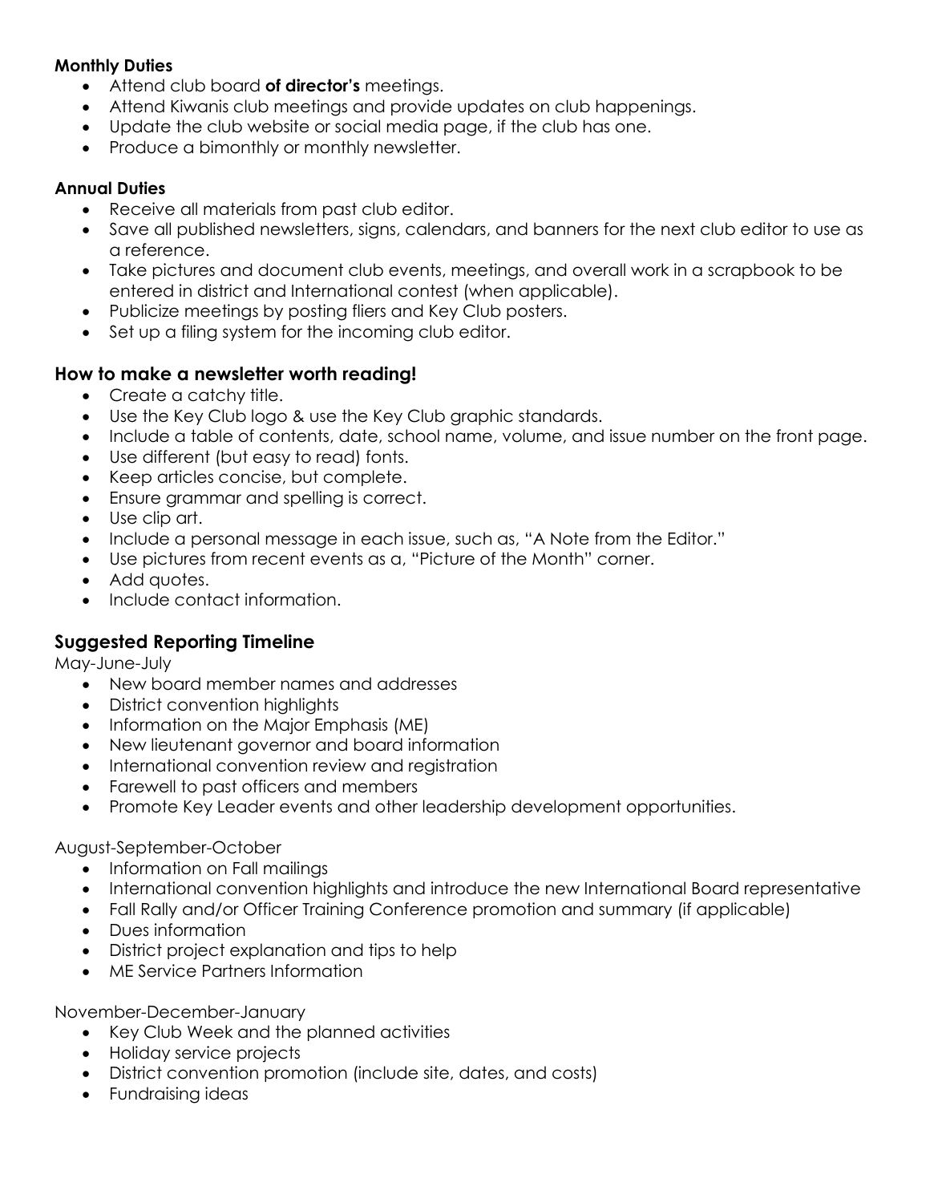**Monthly Duties**

- Attend club board **of director's** meetings.
- Attend Kiwanis club meetings and provide updates on club happenings.
- Update the club website or social media page, if the club has one.
- Produce a bimonthly or monthly newsletter.

**Annual Duties**

- Receive all materials from past club editor.
- Save all published newsletters, signs, calendars, and banners for the next club editor to use as a reference.
- Take pictures and document club events, meetings, and overall work in a scrapbook to be entered in district and International contest (when applicable).
- Publicize meetings by posting fliers and Key Club posters.
- Set up a filing system for the incoming club editor.

## How to make a newsletter worth reading!

- Create a catchy title.
- Use the Key Club logo & use the Key Club graphic standards.
- Include a table of contents, date, school name, volume, and issue number on the front page.
- Use different (but easy to read) fonts.
- Keep articles concise, but complete.
- Ensure grammar and spelling is correct.
- Use clip art.
- Include a personal message in each issue, such as, "A Note from the Editor."
- Use pictures from recent events as a, "Picture of the Month" corner.
- Add quotes.
- Include contact information.

## Suggested Reporting Timeline

May-June-July

- New board member names and addresses
- District convention highlights
- Information on the Major Emphasis (ME)
- New lieutenant governor and board information
- International convention review and registration
- Farewell to past officers and members
- Promote Key Leader events and other leadership development opportunities.

August-September-October

- Information on Fall mailings
- International convention highlights and introduce the new International Board representative
- Fall Rally and/or Officer Training Conference promotion and summary (if applicable)
- Dues information
- District project explanation and tips to help
- ME Service Partners Information

November-December-January

- Key Club Week and the planned activities
- Holiday service projects
- District convention promotion (include site, dates, and costs)
- Fundraising ideas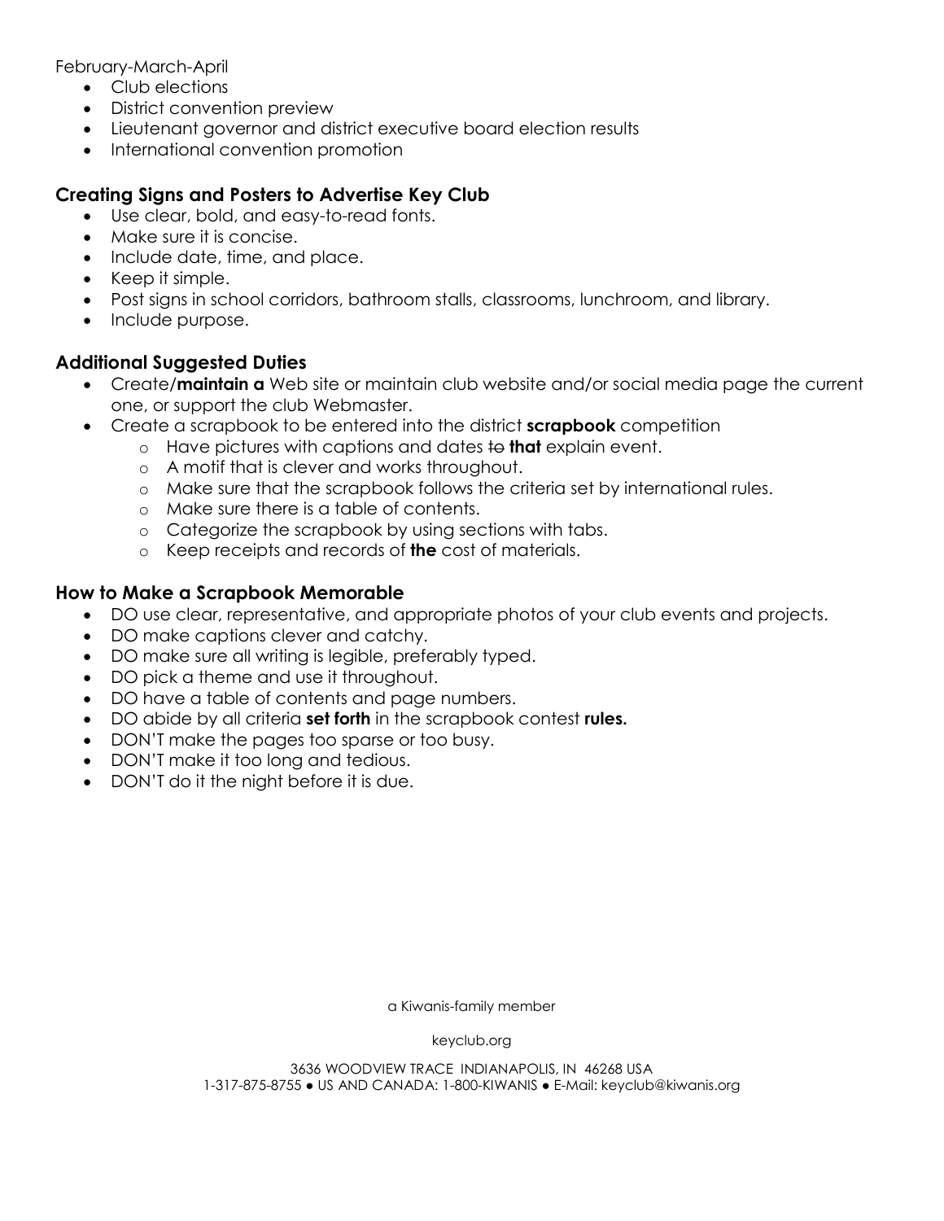February-March-April

- Club elections
- District convention preview
- Lieutenant governor and district executive board election results
- International convention promotion

### Creating Signs and Posters to Advertise Key Club

- Use clear, bold, and easy-to-read fonts.
- Make sure it is concise.
- Include date, time, and place.
- Keep it simple.
- Post signs in school corridors, bathroom stalls, classrooms, lunchroom, and library.
- Include purpose.

### Additional Suggested Duties

- Create/**maintain a** Web site or maintain club website and/or social media page the current one, or support the club Webmaster.
- Create a scrapbook to be entered into the district **scrapbook** competition
  - Have pictures with captions and dates ~~to~~ **that** explain event.
  - A motif that is clever and works throughout.
  - Make sure that the scrapbook follows the criteria set by international rules.
  - Make sure there is a table of contents.
  - Categorize the scrapbook by using sections with tabs.
  - Keep receipts and records of **the** cost of materials.

### How to Make a Scrapbook Memorable

- DO use clear, representative, and appropriate photos of your club events and projects.
- DO make captions clever and catchy.
- DO make sure all writing is legible, preferably typed.
- DO pick a theme and use it throughout.
- DO have a table of contents and page numbers.
- DO abide by all criteria **set forth** in the scrapbook contest **rules.**
- DON'T make the pages too sparse or too busy.
- DON'T make it too long and tedious.
- DON'T do it the night before it is due.

a Kiwanis-family member

keyclub.org

3636 WOODVIEW TRACE INDIANAPOLIS, IN 46268 USA
1-317-875-8755 ● US AND CANADA: 1-800-KIWANIS ● E-Mail: keyclub@kiwanis.org